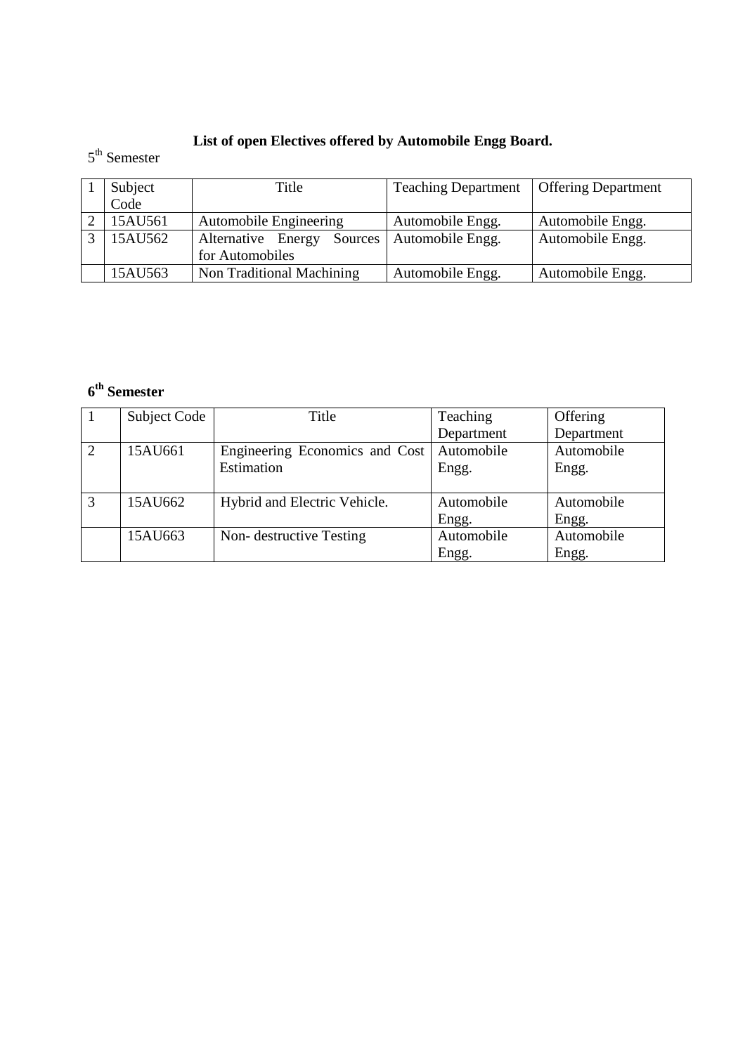## List of open Electives offered by Automobile Engg Board.

5th Semester

| 1 | Subject Code | Title | Teaching Department | Offering Department |
|---|---|---|---|---|
| 2 | 15AU561 | Automobile Engineering | Automobile Engg. | Automobile Engg. |
| 3 | 15AU562 | Alternative Energy Sources for Automobiles | Automobile Engg. | Automobile Engg. |
| | 15AU563 | Non Traditional Machining | Automobile Engg. | Automobile Engg. |

**6th Semester**

| 1 | Subject Code | Title | Teaching Department | Offering Department |
|---|---|---|---|---|
| 2 | 15AU661 | Engineering Economics and Cost Estimation | Automobile Engg. | Automobile Engg. |
| 3 | 15AU662 | Hybrid and Electric Vehicle. | Automobile Engg. | Automobile Engg. |
| | 15AU663 | Non- destructive Testing | Automobile Engg. | Automobile Engg. |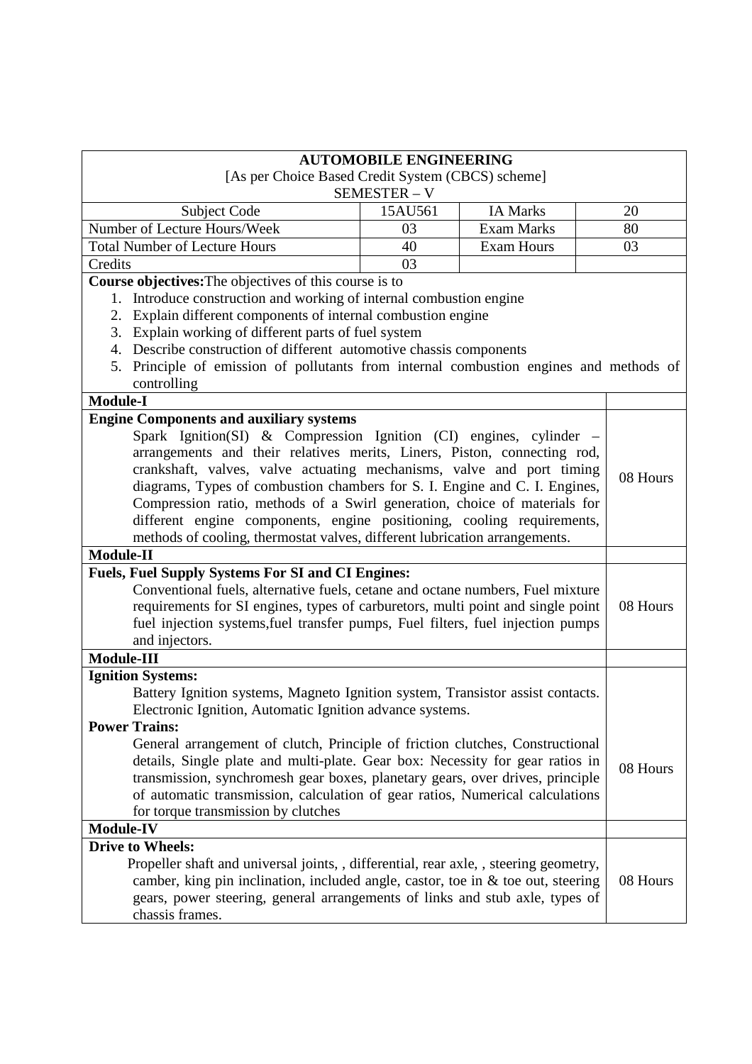## AUTOMOBILE ENGINEERING

[As per Choice Based Credit System (CBCS) scheme]

SEMESTER – V

| Subject Code | 15AU561 | IA Marks | 20 |
|---|---|---|---|
| Number of Lecture Hours/Week | 03 | Exam Marks | 80 |
| Total Number of Lecture Hours | 40 | Exam Hours | 03 |
| Credits | 03 | | |

**Course objectives:**The objectives of this course is to

1. Introduce construction and working of internal combustion engine
2. Explain different components of internal combustion engine
3. Explain working of different parts of fuel system
4. Describe construction of different automotive chassis components
5. Principle of emission of pollutants from internal combustion engines and methods of controlling

| Module | Hours |
|---|---|
| **Module-I** | |
| **Engine Components and auxiliary systems**<br>Spark Ignition(SI) & Compression Ignition (CI) engines, cylinder – arrangements and their relatives merits, Liners, Piston, connecting rod, crankshaft, valves, valve actuating mechanisms, valve and port timing diagrams, Types of combustion chambers for S. I. Engine and C. I. Engines, Compression ratio, methods of a Swirl generation, choice of materials for different engine components, engine positioning, cooling requirements, methods of cooling, thermostat valves, different lubrication arrangements. | 08 Hours |
| **Module-II** | |
| **Fuels, Fuel Supply Systems For SI and CI Engines:**<br>Conventional fuels, alternative fuels, cetane and octane numbers, Fuel mixture requirements for SI engines, types of carburetors, multi point and single point fuel injection systems,fuel transfer pumps, Fuel filters, fuel injection pumps and injectors. | 08 Hours |
| **Module-III** | |
| **Ignition Systems:**<br>Battery Ignition systems, Magneto Ignition system, Transistor assist contacts. Electronic Ignition, Automatic Ignition advance systems.<br>**Power Trains:**<br>General arrangement of clutch, Principle of friction clutches, Constructional details, Single plate and multi-plate. Gear box: Necessity for gear ratios in transmission, synchromesh gear boxes, planetary gears, over drives, principle of automatic transmission, calculation of gear ratios, Numerical calculations for torque transmission by clutches | 08 Hours |
| **Module-IV** | |
| **Drive to Wheels:**<br>Propeller shaft and universal joints, , differential, rear axle, , steering geometry, camber, king pin inclination, included angle, castor, toe in & toe out, steering gears, power steering, general arrangements of links and stub axle, types of chassis frames. | 08 Hours |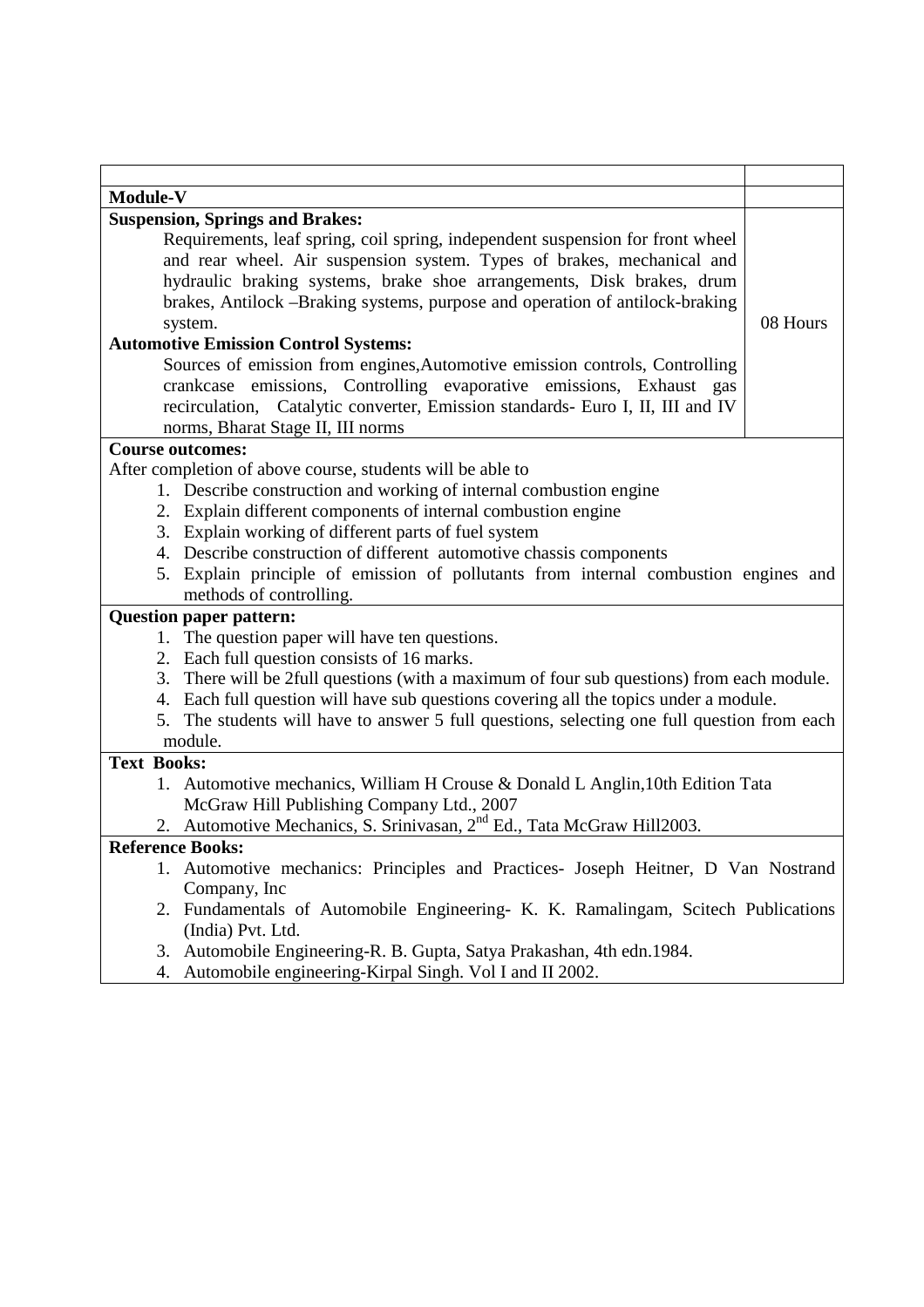| | |
|---|---|
| **Module-V** | |
| **Suspension, Springs and Brakes:**<br>Requirements, leaf spring, coil spring, independent suspension for front wheel and rear wheel. Air suspension system. Types of brakes, mechanical and hydraulic braking systems, brake shoe arrangements, Disk brakes, drum brakes, Antilock –Braking systems, purpose and operation of antilock-braking system.<br>**Automotive Emission Control Systems:**<br>Sources of emission from engines,Automotive emission controls, Controlling crankcase emissions, Controlling evaporative emissions, Exhaust gas recirculation, Catalytic converter, Emission standards- Euro I, II, III and IV norms, Bharat Stage II, III norms | 08 Hours |

**Course outcomes:**

After completion of above course, students will be able to

1. Describe construction and working of internal combustion engine
2. Explain different components of internal combustion engine
3. Explain working of different parts of fuel system
4. Describe construction of different automotive chassis components
5. Explain principle of emission of pollutants from internal combustion engines and methods of controlling.

**Question paper pattern:**

1. The question paper will have ten questions.
2. Each full question consists of 16 marks.
3. There will be 2full questions (with a maximum of four sub questions) from each module.
4. Each full question will have sub questions covering all the topics under a module.
5. The students will have to answer 5 full questions, selecting one full question from each module.

**Text Books:**

1. Automotive mechanics, William H Crouse & Donald L Anglin,10th Edition Tata McGraw Hill Publishing Company Ltd., 2007
2. Automotive Mechanics, S. Srinivasan, 2nd Ed., Tata McGraw Hill2003.

**Reference Books:**

1. Automotive mechanics: Principles and Practices- Joseph Heitner, D Van Nostrand Company, Inc
2. Fundamentals of Automobile Engineering- K. K. Ramalingam, Scitech Publications (India) Pvt. Ltd.
3. Automobile Engineering-R. B. Gupta, Satya Prakashan, 4th edn.1984.
4. Automobile engineering-Kirpal Singh. Vol I and II 2002.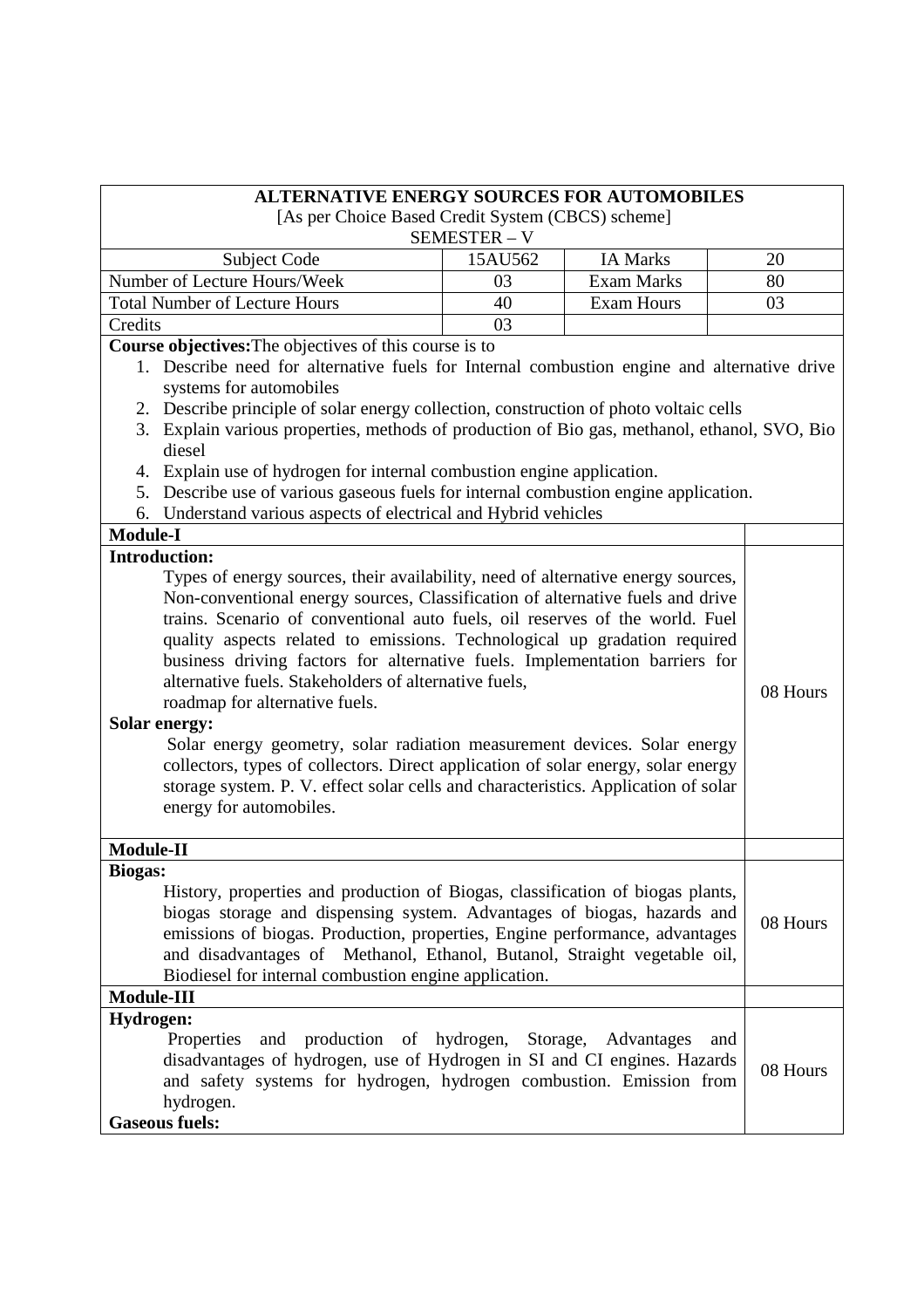| **ALTERNATIVE ENERGY SOURCES FOR AUTOMOBILES** | | | |
|---|---|---|---|
| [As per Choice Based Credit System (CBCS) scheme] | | | |
| SEMESTER – V | | | |
| Subject Code | 15AU562 | IA Marks | 20 |
| Number of Lecture Hours/Week | 03 | Exam Marks | 80 |
| Total Number of Lecture Hours | 40 | Exam Hours | 03 |
| Credits | 03 | | |

**Course objectives:** The objectives of this course is to

1. Describe need for alternative fuels for Internal combustion engine and alternative drive systems for automobiles
2. Describe principle of solar energy collection, construction of photo voltaic cells
3. Explain various properties, methods of production of Bio gas, methanol, ethanol, SVO, Bio diesel
4. Explain use of hydrogen for internal combustion engine application.
5. Describe use of various gaseous fuels for internal combustion engine application.
6. Understand various aspects of electrical and Hybrid vehicles

| Module-I | |
|---|---|
| **Introduction:** Types of energy sources, their availability, need of alternative energy sources, Non-conventional energy sources, Classification of alternative fuels and drive trains. Scenario of conventional auto fuels, oil reserves of the world. Fuel quality aspects related to emissions. Technological up gradation required business driving factors for alternative fuels. Implementation barriers for alternative fuels. Stakeholders of alternative fuels, roadmap for alternative fuels. **Solar energy:** Solar energy geometry, solar radiation measurement devices. Solar energy collectors, types of collectors. Direct application of solar energy, solar energy storage system. P. V. effect solar cells and characteristics. Application of solar energy for automobiles. | 08 Hours |
| **Module-II** | |
| **Biogas:** History, properties and production of Biogas, classification of biogas plants, biogas storage and dispensing system. Advantages of biogas, hazards and emissions of biogas. Production, properties, Engine performance, advantages and disadvantages of Methanol, Ethanol, Butanol, Straight vegetable oil, Biodiesel for internal combustion engine application. | 08 Hours |
| **Module-III** | |
| **Hydrogen:** Properties and production of hydrogen, Storage, Advantages and disadvantages of hydrogen, use of Hydrogen in SI and CI engines. Hazards and safety systems for hydrogen, hydrogen combustion. Emission from hydrogen. **Gaseous fuels:** | 08 Hours |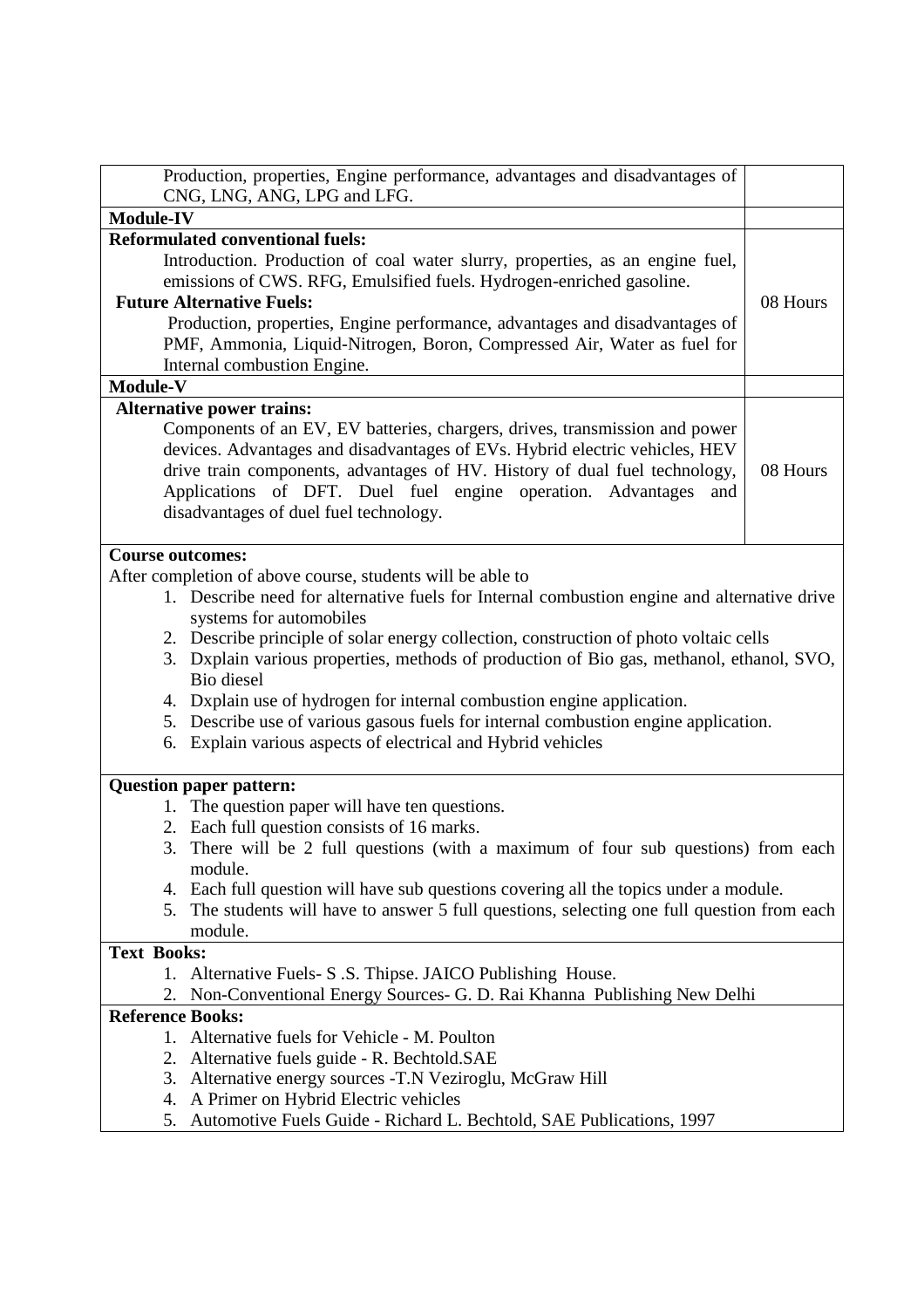| | |
|---|---|
| Production, properties, Engine performance, advantages and disadvantages of CNG, LNG, ANG, LPG and LFG. | |
| **Module-IV** | |
| **Reformulated conventional fuels:**<br>Introduction. Production of coal water slurry, properties, as an engine fuel, emissions of CWS. RFG, Emulsified fuels. Hydrogen-enriched gasoline.<br>**Future Alternative Fuels:**<br>Production, properties, Engine performance, advantages and disadvantages of PMF, Ammonia, Liquid-Nitrogen, Boron, Compressed Air, Water as fuel for Internal combustion Engine. | 08 Hours |
| **Module-V** | |
| **Alternative power trains:**<br>Components of an EV, EV batteries, chargers, drives, transmission and power devices. Advantages and disadvantages of EVs. Hybrid electric vehicles, HEV drive train components, advantages of HV. History of dual fuel technology, Applications of DFT. Duel fuel engine operation. Advantages and disadvantages of duel fuel technology. | 08 Hours |

**Course outcomes:**

After completion of above course, students will be able to

1. Describe need for alternative fuels for Internal combustion engine and alternative drive systems for automobiles
2. Describe principle of solar energy collection, construction of photo voltaic cells
3. Dxplain various properties, methods of production of Bio gas, methanol, ethanol, SVO, Bio diesel
4. Dxplain use of hydrogen for internal combustion engine application.
5. Describe use of various gasous fuels for internal combustion engine application.
6. Explain various aspects of electrical and Hybrid vehicles

**Question paper pattern:**

1. The question paper will have ten questions.
2. Each full question consists of 16 marks.
3. There will be 2 full questions (with a maximum of four sub questions) from each module.
4. Each full question will have sub questions covering all the topics under a module.
5. The students will have to answer 5 full questions, selecting one full question from each module.

**Text Books:**

1. Alternative Fuels- S .S. Thipse. JAICO Publishing House.
2. Non-Conventional Energy Sources- G. D. Rai Khanna Publishing New Delhi

**Reference Books:**

1. Alternative fuels for Vehicle - M. Poulton
2. Alternative fuels guide - R. Bechtold.SAE
3. Alternative energy sources -T.N Veziroglu, McGraw Hill
4. A Primer on Hybrid Electric vehicles
5. Automotive Fuels Guide - Richard L. Bechtold, SAE Publications, 1997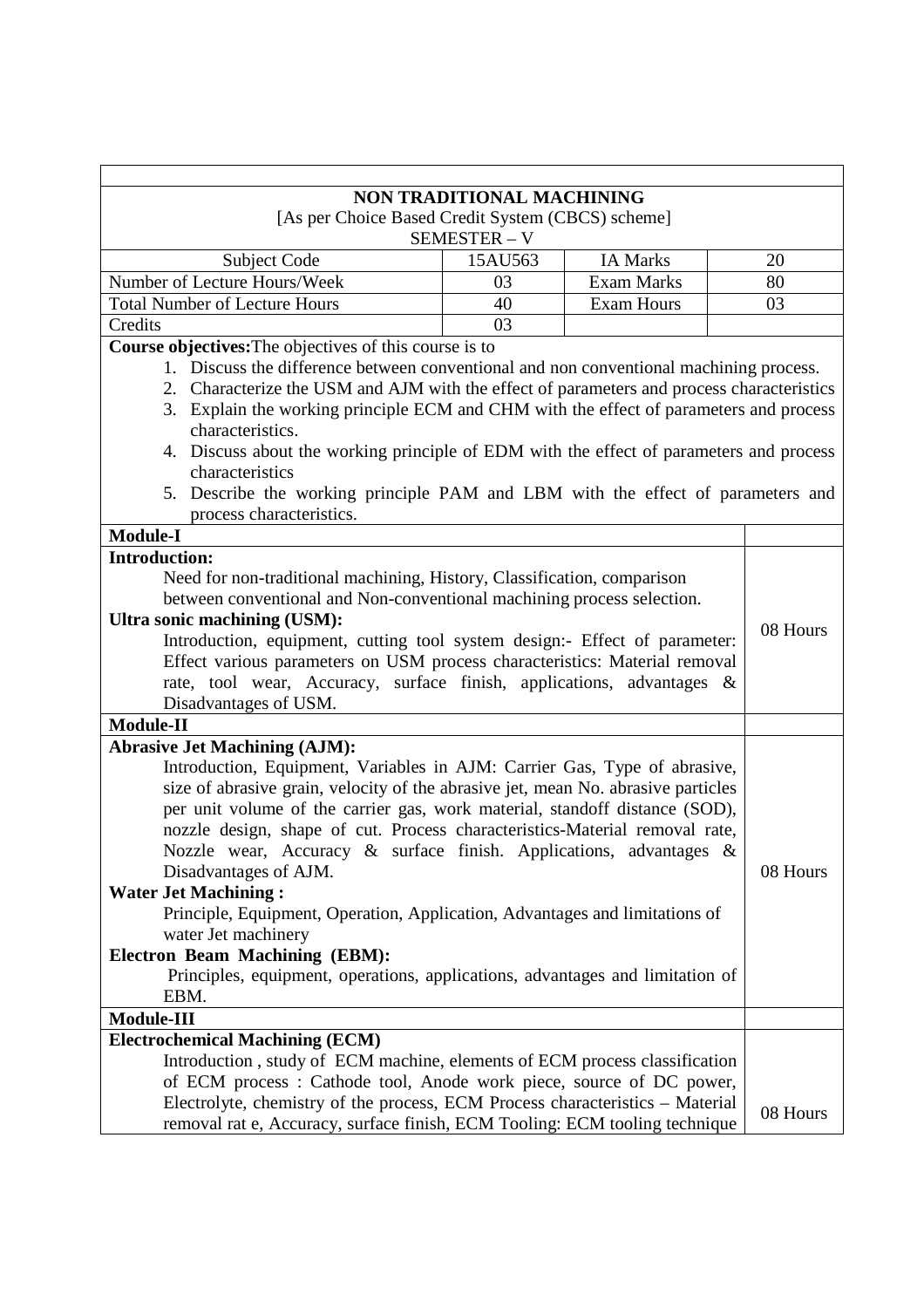## NON TRADITIONAL MACHINING

[As per Choice Based Credit System (CBCS) scheme]

SEMESTER – V

| Subject Code | 15AU563 | IA Marks | 20 |
|---|---|---|---|
| Number of Lecture Hours/Week | 03 | Exam Marks | 80 |
| Total Number of Lecture Hours | 40 | Exam Hours | 03 |
| Credits | 03 | | |

**Course objectives:** The objectives of this course is to

1. Discuss the difference between conventional and non conventional machining process.
2. Characterize the USM and AJM with the effect of parameters and process characteristics
3. Explain the working principle ECM and CHM with the effect of parameters and process characteristics.
4. Discuss about the working principle of EDM with the effect of parameters and process characteristics
5. Describe the working principle PAM and LBM with the effect of parameters and process characteristics.

| Module-I | |
|---|---|
| **Introduction:** Need for non-traditional machining, History, Classification, comparison between conventional and Non-conventional machining process selection. **Ultra sonic machining (USM):** Introduction, equipment, cutting tool system design:- Effect of parameter: Effect various parameters on USM process characteristics: Material removal rate, tool wear, Accuracy, surface finish, applications, advantages & Disadvantages of USM. | 08 Hours |
| **Module-II** | |
| **Abrasive Jet Machining (AJM):** Introduction, Equipment, Variables in AJM: Carrier Gas, Type of abrasive, size of abrasive grain, velocity of the abrasive jet, mean No. abrasive particles per unit volume of the carrier gas, work material, standoff distance (SOD), nozzle design, shape of cut. Process characteristics-Material removal rate, Nozzle wear, Accuracy & surface finish. Applications, advantages & Disadvantages of AJM. **Water Jet Machining :** Principle, Equipment, Operation, Application, Advantages and limitations of water Jet machinery **Electron Beam Machining (EBM):** Principles, equipment, operations, applications, advantages and limitation of EBM. | 08 Hours |
| **Module-III** | |
| **Electrochemical Machining (ECM)** Introduction , study of ECM machine, elements of ECM process classification of ECM process : Cathode tool, Anode work piece, source of DC power, Electrolyte, chemistry of the process, ECM Process characteristics – Material removal rat e, Accuracy, surface finish, ECM Tooling: ECM tooling technique | 08 Hours |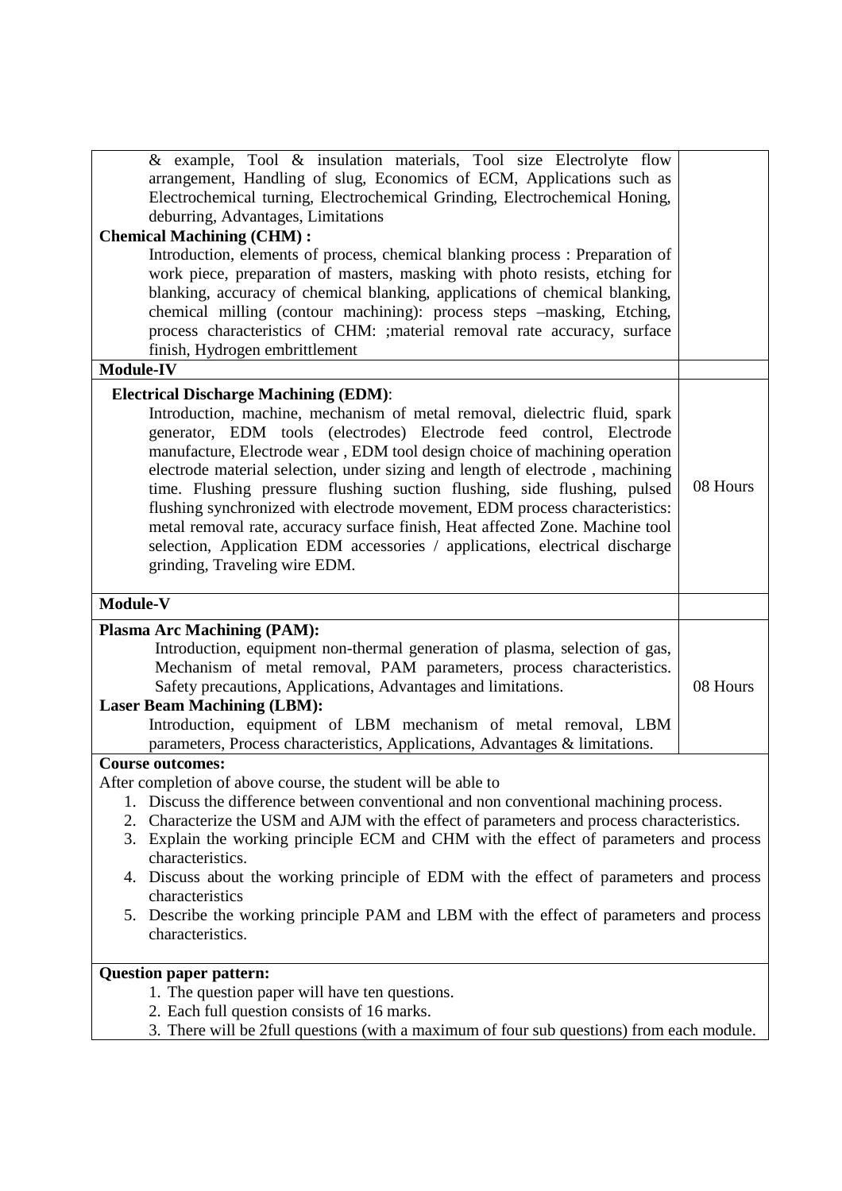| | |
|---|---|
| & example, Tool & insulation materials, Tool size Electrolyte flow arrangement, Handling of slug, Economics of ECM, Applications such as Electrochemical turning, Electrochemical Grinding, Electrochemical Honing, deburring, Advantages, Limitations<br>**Chemical Machining (CHM) :**<br>Introduction, elements of process, chemical blanking process : Preparation of work piece, preparation of masters, masking with photo resists, etching for blanking, accuracy of chemical blanking, applications of chemical blanking, chemical milling (contour machining): process steps –masking, Etching, process characteristics of CHM: ;material removal rate accuracy, surface finish, Hydrogen embrittlement | |
| **Module-IV** | |
| **Electrical Discharge Machining (EDM)**:<br>Introduction, machine, mechanism of metal removal, dielectric fluid, spark generator, EDM tools (electrodes) Electrode feed control, Electrode manufacture, Electrode wear , EDM tool design choice of machining operation electrode material selection, under sizing and length of electrode , machining time. Flushing pressure flushing suction flushing, side flushing, pulsed flushing synchronized with electrode movement, EDM process characteristics: metal removal rate, accuracy surface finish, Heat affected Zone. Machine tool selection, Application EDM accessories / applications, electrical discharge grinding, Traveling wire EDM. | 08 Hours |
| **Module-V** | |
| **Plasma Arc Machining (PAM):**<br>Introduction, equipment non-thermal generation of plasma, selection of gas, Mechanism of metal removal, PAM parameters, process characteristics. Safety precautions, Applications, Advantages and limitations.<br>**Laser Beam Machining (LBM):**<br>Introduction, equipment of LBM mechanism of metal removal, LBM parameters, Process characteristics, Applications, Advantages & limitations. | 08 Hours |

**Course outcomes:**

After completion of above course, the student will be able to

1. Discuss the difference between conventional and non conventional machining process.
2. Characterize the USM and AJM with the effect of parameters and process characteristics.
3. Explain the working principle ECM and CHM with the effect of parameters and process characteristics.
4. Discuss about the working principle of EDM with the effect of parameters and process characteristics
5. Describe the working principle PAM and LBM with the effect of parameters and process characteristics.

**Question paper pattern:**

1. The question paper will have ten questions.
2. Each full question consists of 16 marks.
3. There will be 2full questions (with a maximum of four sub questions) from each module.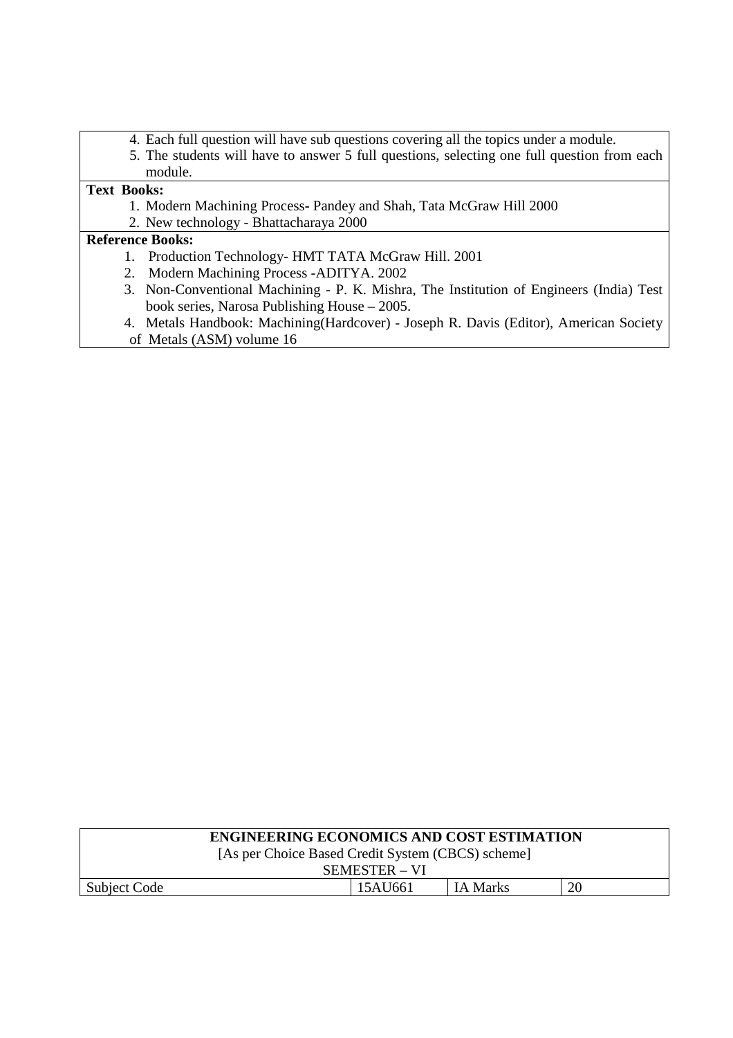4. Each full question will have sub questions covering all the topics under a module.
5. The students will have to answer 5 full questions, selecting one full question from each module.

**Text Books:**

1. Modern Machining Process- Pandey and Shah, Tata McGraw Hill 2000
2. New technology - Bhattacharaya 2000

**Reference Books:**

1. Production Technology- HMT TATA McGraw Hill. 2001
2. Modern Machining Process -ADITYA. 2002
3. Non-Conventional Machining - P. K. Mishra, The Institution of Engineers (India) Test book series, Narosa Publishing House – 2005.
4. Metals Handbook: Machining(Hardcover) - Joseph R. Davis (Editor), American Society of Metals (ASM) volume 16

| **ENGINEERING ECONOMICS AND COST ESTIMATION**<br>[As per Choice Based Credit System (CBCS) scheme]<br>SEMESTER – VI | | | |
|---|---|---|---|
| Subject Code | 15AU661 | IA Marks | 20 |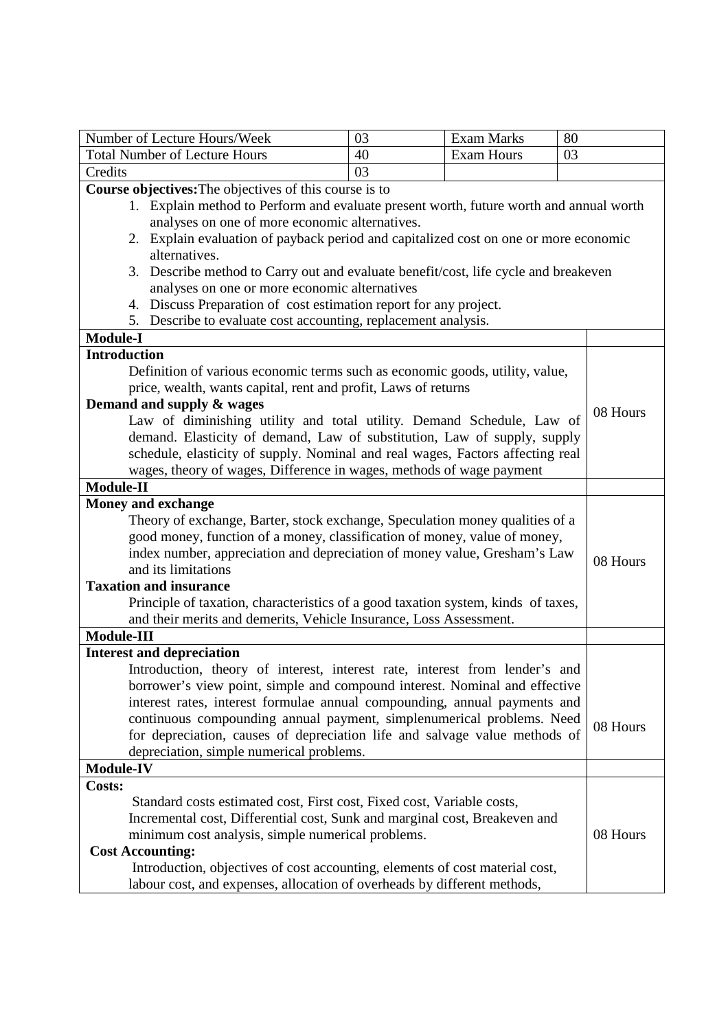| Number of Lecture Hours/Week | 03 | Exam Marks | 80 |
|---|---|---|---|
| Total Number of Lecture Hours | 40 | Exam Hours | 03 |
| Credits | 03 | | |

**Course objectives:** The objectives of this course is to

1. Explain method to Perform and evaluate present worth, future worth and annual worth analyses on one of more economic alternatives.
2. Explain evaluation of payback period and capitalized cost on one or more economic alternatives.
3. Describe method to Carry out and evaluate benefit/cost, life cycle and breakeven analyses on one or more economic alternatives
4. Discuss Preparation of cost estimation report for any project.
5. Describe to evaluate cost accounting, replacement analysis.

| Content | Hours |
|---|---|
| **Module-I** | |
| **Introduction**<br>Definition of various economic terms such as economic goods, utility, value, price, wealth, wants capital, rent and profit, Laws of returns<br>**Demand and supply & wages**<br>Law of diminishing utility and total utility. Demand Schedule, Law of demand. Elasticity of demand, Law of substitution, Law of supply, supply schedule, elasticity of supply. Nominal and real wages, Factors affecting real wages, theory of wages, Difference in wages, methods of wage payment | 08 Hours |
| **Module-II** | |
| **Money and exchange**<br>Theory of exchange, Barter, stock exchange, Speculation money qualities of a good money, function of a money, classification of money, value of money, index number, appreciation and depreciation of money value, Gresham's Law and its limitations<br>**Taxation and insurance**<br>Principle of taxation, characteristics of a good taxation system, kinds of taxes, and their merits and demerits, Vehicle Insurance, Loss Assessment. | 08 Hours |
| **Module-III** | |
| **Interest and depreciation**<br>Introduction, theory of interest, interest rate, interest from lender's and borrower's view point, simple and compound interest. Nominal and effective interest rates, interest formulae annual compounding, annual payments and continuous compounding annual payment, simplenumerical problems. Need for depreciation, causes of depreciation life and salvage value methods of depreciation, simple numerical problems. | 08 Hours |
| **Module-IV** | |
| **Costs:**<br>Standard costs estimated cost, First cost, Fixed cost, Variable costs, Incremental cost, Differential cost, Sunk and marginal cost, Breakeven and minimum cost analysis, simple numerical problems.<br>**Cost Accounting:**<br>Introduction, objectives of cost accounting, elements of cost material cost, labour cost, and expenses, allocation of overheads by different methods, | 08 Hours |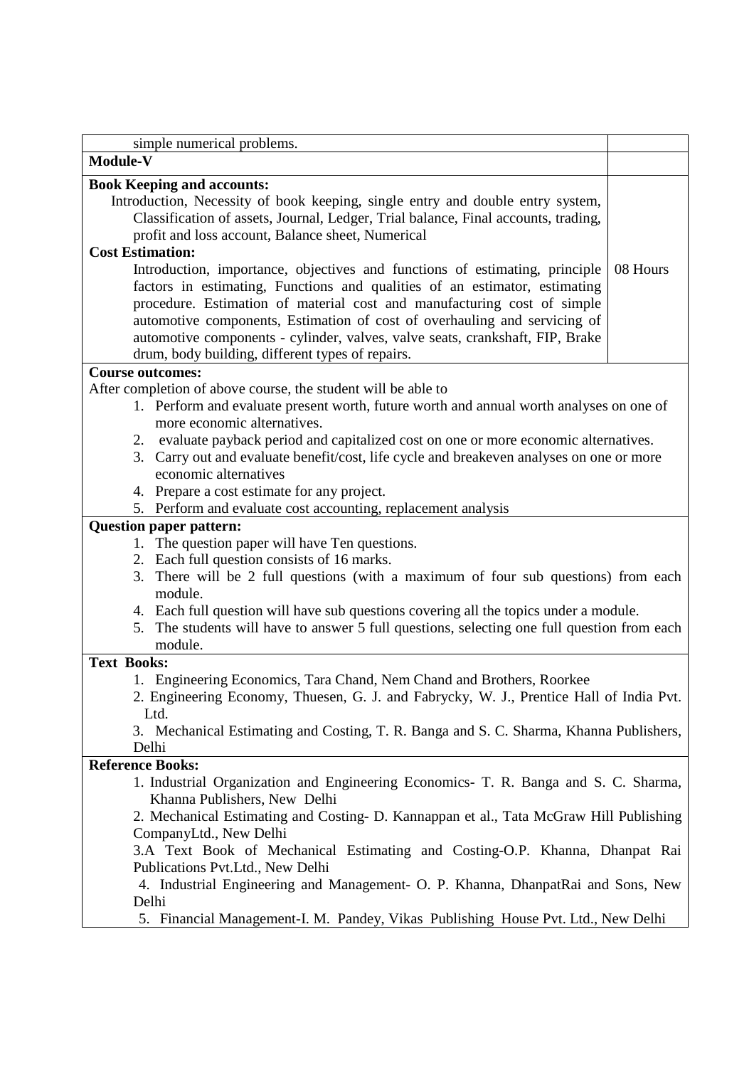| | |
|---|---|
| simple numerical problems. | |
| **Module-V** | |
| **Book Keeping and accounts:**<br>Introduction, Necessity of book keeping, single entry and double entry system, Classification of assets, Journal, Ledger, Trial balance, Final accounts, trading, profit and loss account, Balance sheet, Numerical<br>**Cost Estimation:**<br>Introduction, importance, objectives and functions of estimating, principle factors in estimating, Functions and qualities of an estimator, estimating procedure. Estimation of material cost and manufacturing cost of simple automotive components, Estimation of cost of overhauling and servicing of automotive components - cylinder, valves, valve seats, crankshaft, FIP, Brake drum, body building, different types of repairs. | 08 Hours |

**Course outcomes:**

After completion of above course, the student will be able to

1. Perform and evaluate present worth, future worth and annual worth analyses on one of more economic alternatives.
2. evaluate payback period and capitalized cost on one or more economic alternatives.
3. Carry out and evaluate benefit/cost, life cycle and breakeven analyses on one or more economic alternatives
4. Prepare a cost estimate for any project.
5. Perform and evaluate cost accounting, replacement analysis

**Question paper pattern:**

1. The question paper will have Ten questions.
2. Each full question consists of 16 marks.
3. There will be 2 full questions (with a maximum of four sub questions) from each module.
4. Each full question will have sub questions covering all the topics under a module.
5. The students will have to answer 5 full questions, selecting one full question from each module.

**Text Books:**

1. Engineering Economics, Tara Chand, Nem Chand and Brothers, Roorkee
2. Engineering Economy, Thuesen, G. J. and Fabrycky, W. J., Prentice Hall of India Pvt. Ltd.
3. Mechanical Estimating and Costing, T. R. Banga and S. C. Sharma, Khanna Publishers, Delhi

**Reference Books:**

1. Industrial Organization and Engineering Economics- T. R. Banga and S. C. Sharma, Khanna Publishers, New Delhi
2. Mechanical Estimating and Costing- D. Kannappan et al., Tata McGraw Hill Publishing CompanyLtd., New Delhi
3. A Text Book of Mechanical Estimating and Costing-O.P. Khanna, Dhanpat Rai Publications Pvt.Ltd., New Delhi
4. Industrial Engineering and Management- O. P. Khanna, DhanpatRai and Sons, New Delhi
5. Financial Management-I. M. Pandey, Vikas Publishing House Pvt. Ltd., New Delhi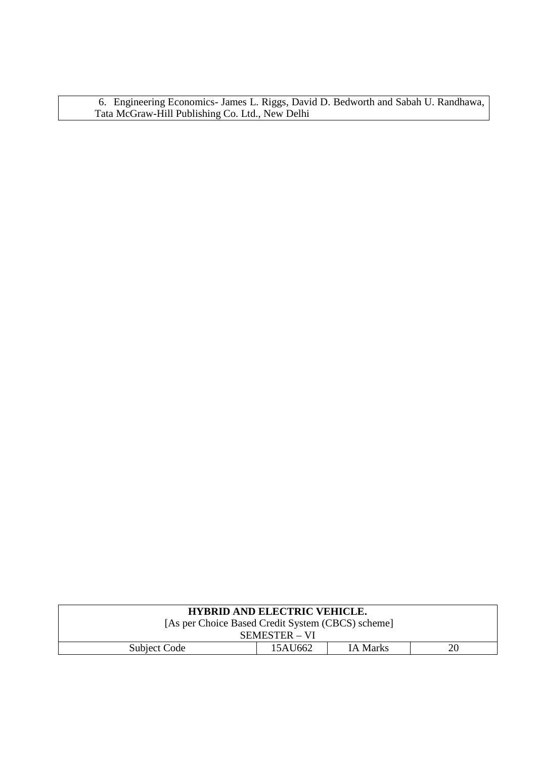| 6. Engineering Economics- James L. Riggs, David D. Bedworth and Sabah U. Randhawa, Tata McGraw-Hill Publishing Co. Ltd., New Delhi |
| --- |

| **HYBRID AND ELECTRIC VEHICLE.** [As per Choice Based Credit System (CBCS) scheme] SEMESTER – VI | | | |
| --- | --- | --- | --- |
| Subject Code | 15AU662 | IA Marks | 20 |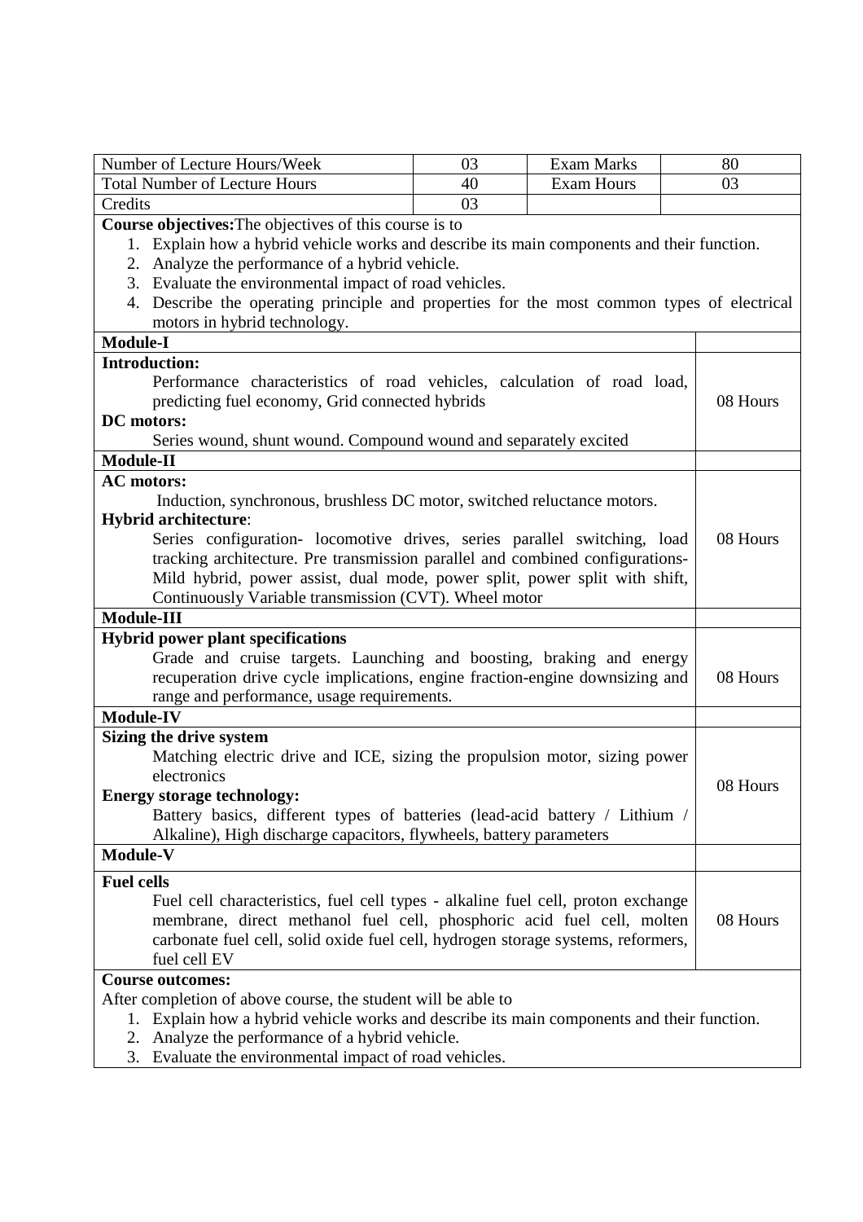| Number of Lecture Hours/Week | 03 | Exam Marks | 80 |
|---|---|---|---|
| Total Number of Lecture Hours | 40 | Exam Hours | 03 |
| Credits | 03 | | |

**Course objectives:** The objectives of this course is to

1. Explain how a hybrid vehicle works and describe its main components and their function.
2. Analyze the performance of a hybrid vehicle.
3. Evaluate the environmental impact of road vehicles.
4. Describe the operating principle and properties for the most common types of electrical motors in hybrid technology.

| Module | Hours |
|---|---|
| **Module-I** | |
| **Introduction:** Performance characteristics of road vehicles, calculation of road load, predicting fuel economy, Grid connected hybrids<br>**DC motors:** Series wound, shunt wound. Compound wound and separately excited | 08 Hours |
| **Module-II** | |
| **AC motors:** Induction, synchronous, brushless DC motor, switched reluctance motors.<br>**Hybrid architecture**: Series configuration- locomotive drives, series parallel switching, load tracking architecture. Pre transmission parallel and combined configurations- Mild hybrid, power assist, dual mode, power split, power split with shift, Continuously Variable transmission (CVT). Wheel motor | 08 Hours |
| **Module-III** | |
| **Hybrid power plant specifications** Grade and cruise targets. Launching and boosting, braking and energy recuperation drive cycle implications, engine fraction-engine downsizing and range and performance, usage requirements. | 08 Hours |
| **Module-IV** | |
| **Sizing the drive system** Matching electric drive and ICE, sizing the propulsion motor, sizing power electronics<br>**Energy storage technology:** Battery basics, different types of batteries (lead-acid battery / Lithium / Alkaline), High discharge capacitors, flywheels, battery parameters | 08 Hours |
| **Module-V** | |
| **Fuel cells** Fuel cell characteristics, fuel cell types - alkaline fuel cell, proton exchange membrane, direct methanol fuel cell, phosphoric acid fuel cell, molten carbonate fuel cell, solid oxide fuel cell, hydrogen storage systems, reformers, fuel cell EV | 08 Hours |

**Course outcomes:**

After completion of above course, the student will be able to

1. Explain how a hybrid vehicle works and describe its main components and their function.
2. Analyze the performance of a hybrid vehicle.
3. Evaluate the environmental impact of road vehicles.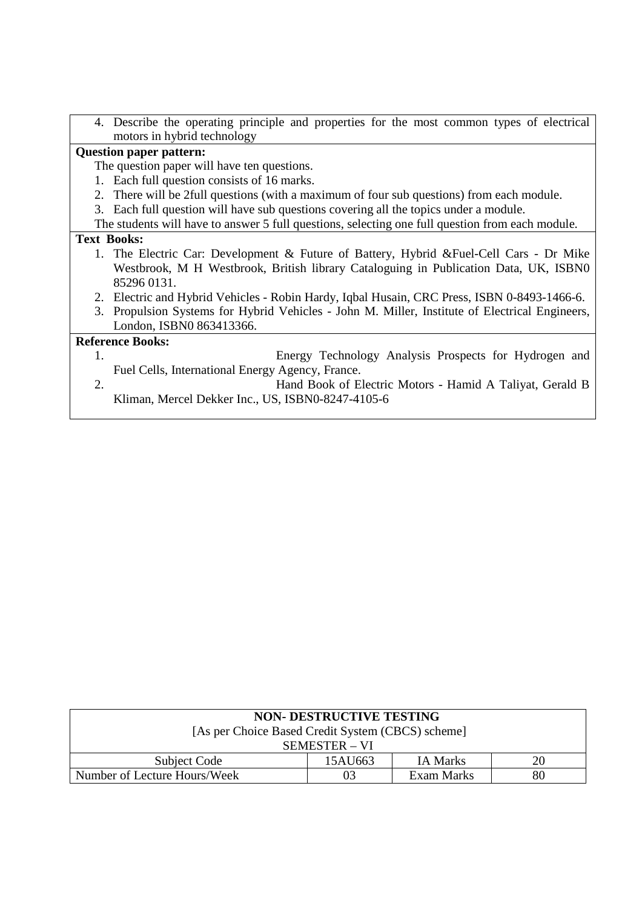4. Describe the operating principle and properties for the most common types of electrical motors in hybrid technology

**Question paper pattern:**

The question paper will have ten questions.

1. Each full question consists of 16 marks.
2. There will be 2full questions (with a maximum of four sub questions) from each module.
3. Each full question will have sub questions covering all the topics under a module.

The students will have to answer 5 full questions, selecting one full question from each module.

**Text Books:**

1. The Electric Car: Development & Future of Battery, Hybrid &Fuel-Cell Cars - Dr Mike Westbrook, M H Westbrook, British library Cataloguing in Publication Data, UK, ISBN0 85296 0131.
2. Electric and Hybrid Vehicles - Robin Hardy, Iqbal Husain, CRC Press, ISBN 0-8493-1466-6.
3. Propulsion Systems for Hybrid Vehicles - John M. Miller, Institute of Electrical Engineers, London, ISBN0 863413366.

**Reference Books:**

1. Energy Technology Analysis Prospects for Hydrogen and Fuel Cells, International Energy Agency, France.
2. Hand Book of Electric Motors - Hamid A Taliyat, Gerald B Kliman, Mercel Dekker Inc., US, ISBN0-8247-4105-6

| **NON- DESTRUCTIVE TESTING**<br>[As per Choice Based Credit System (CBCS) scheme]<br>SEMESTER – VI | | | |
|---|---|---|---|
| Subject Code | 15AU663 | IA Marks | 20 |
| Number of Lecture Hours/Week | 03 | Exam Marks | 80 |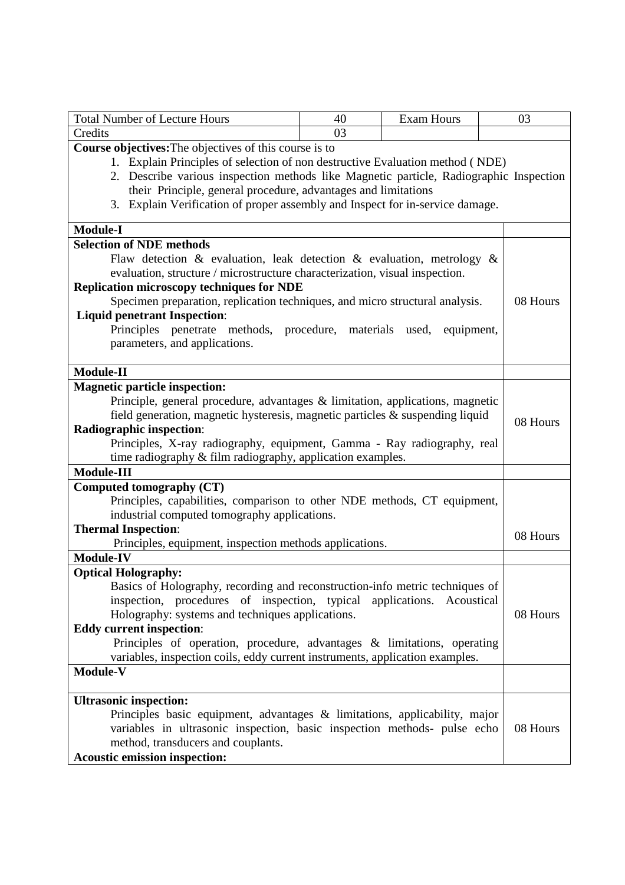| Total Number of Lecture Hours | 40 | Exam Hours | 03 |
|---|---|---|---|
| Credits | 03 | | |

**Course objectives:** The objectives of this course is to

1. Explain Principles of selection of non destructive Evaluation method ( NDE)
2. Describe various inspection methods like Magnetic particle, Radiographic Inspection their Principle, general procedure, advantages and limitations
3. Explain Verification of proper assembly and Inspect for in-service damage.

| Module | Hours |
|---|---|
| **Module-I** | |
| **Selection of NDE methods**<br>Flaw detection & evaluation, leak detection & evaluation, metrology & evaluation, structure / microstructure characterization, visual inspection.<br>**Replication microscopy techniques for NDE**<br>Specimen preparation, replication techniques, and micro structural analysis.<br>**Liquid penetrant Inspection**:<br>Principles penetrate methods, procedure, materials used, equipment, parameters, and applications. | 08 Hours |
| **Module-II** | |
| **Magnetic particle inspection:**<br>Principle, general procedure, advantages & limitation, applications, magnetic field generation, magnetic hysteresis, magnetic particles & suspending liquid<br>**Radiographic inspection**:<br>Principles, X-ray radiography, equipment, Gamma - Ray radiography, real time radiography & film radiography, application examples. | 08 Hours |
| **Module-III** | |
| **Computed tomography (CT)**<br>Principles, capabilities, comparison to other NDE methods, CT equipment, industrial computed tomography applications.<br>**Thermal Inspection**:<br>Principles, equipment, inspection methods applications. | 08 Hours |
| **Module-IV** | |
| **Optical Holography:**<br>Basics of Holography, recording and reconstruction-info metric techniques of inspection, procedures of inspection, typical applications. Acoustical Holography: systems and techniques applications.<br>**Eddy current inspection**:<br>Principles of operation, procedure, advantages & limitations, operating variables, inspection coils, eddy current instruments, application examples. | 08 Hours |
| **Module-V** | |
| **Ultrasonic inspection:**<br>Principles basic equipment, advantages & limitations, applicability, major variables in ultrasonic inspection, basic inspection methods- pulse echo method, transducers and couplants.<br>**Acoustic emission inspection:** | 08 Hours |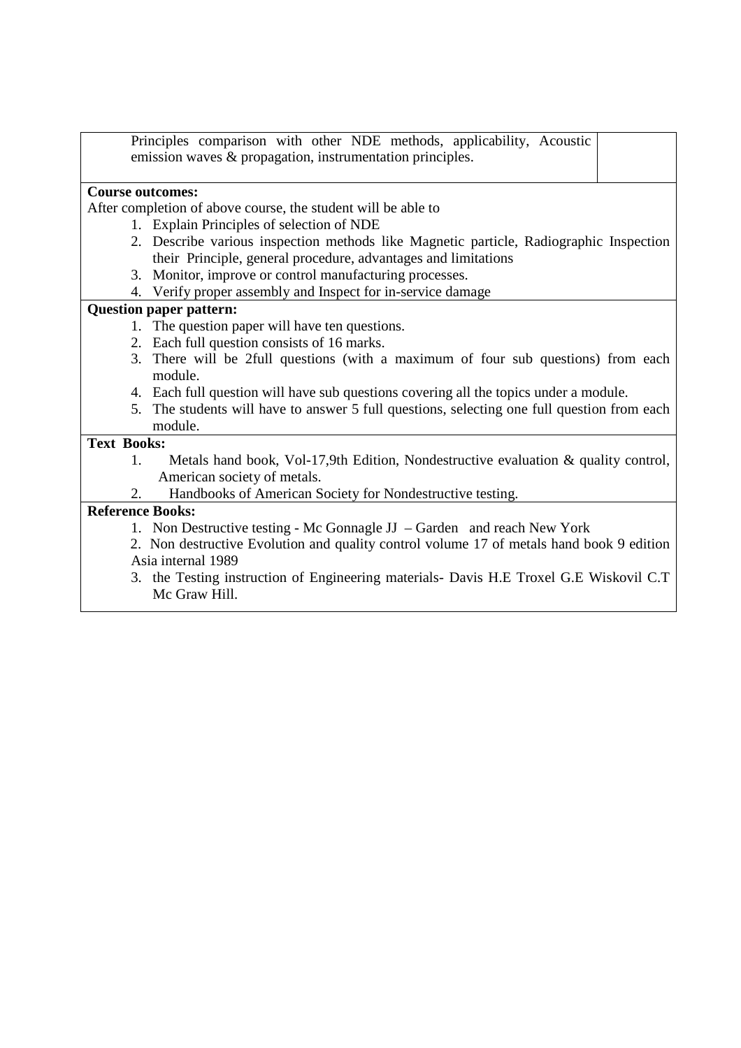| | |
|---|---|
| Principles comparison with other NDE methods, applicability, Acoustic emission waves & propagation, instrumentation principles. | |

**Course outcomes:**

After completion of above course, the student will be able to

1. Explain Principles of selection of NDE
2. Describe various inspection methods like Magnetic particle, Radiographic Inspection their Principle, general procedure, advantages and limitations
3. Monitor, improve or control manufacturing processes.
4. Verify proper assembly and Inspect for in-service damage

**Question paper pattern:**

1. The question paper will have ten questions.
2. Each full question consists of 16 marks.
3. There will be 2full questions (with a maximum of four sub questions) from each module.
4. Each full question will have sub questions covering all the topics under a module.
5. The students will have to answer 5 full questions, selecting one full question from each module.

**Text Books:**

1. Metals hand book, Vol-17,9th Edition, Nondestructive evaluation & quality control, American society of metals.
2. Handbooks of American Society for Nondestructive testing.

**Reference Books:**

1. Non Destructive testing - Mc Gonnagle JJ – Garden and reach New York
2. Non destructive Evolution and quality control volume 17 of metals hand book 9 edition Asia internal 1989
3. the Testing instruction of Engineering materials- Davis H.E Troxel G.E Wiskovil C.T Mc Graw Hill.